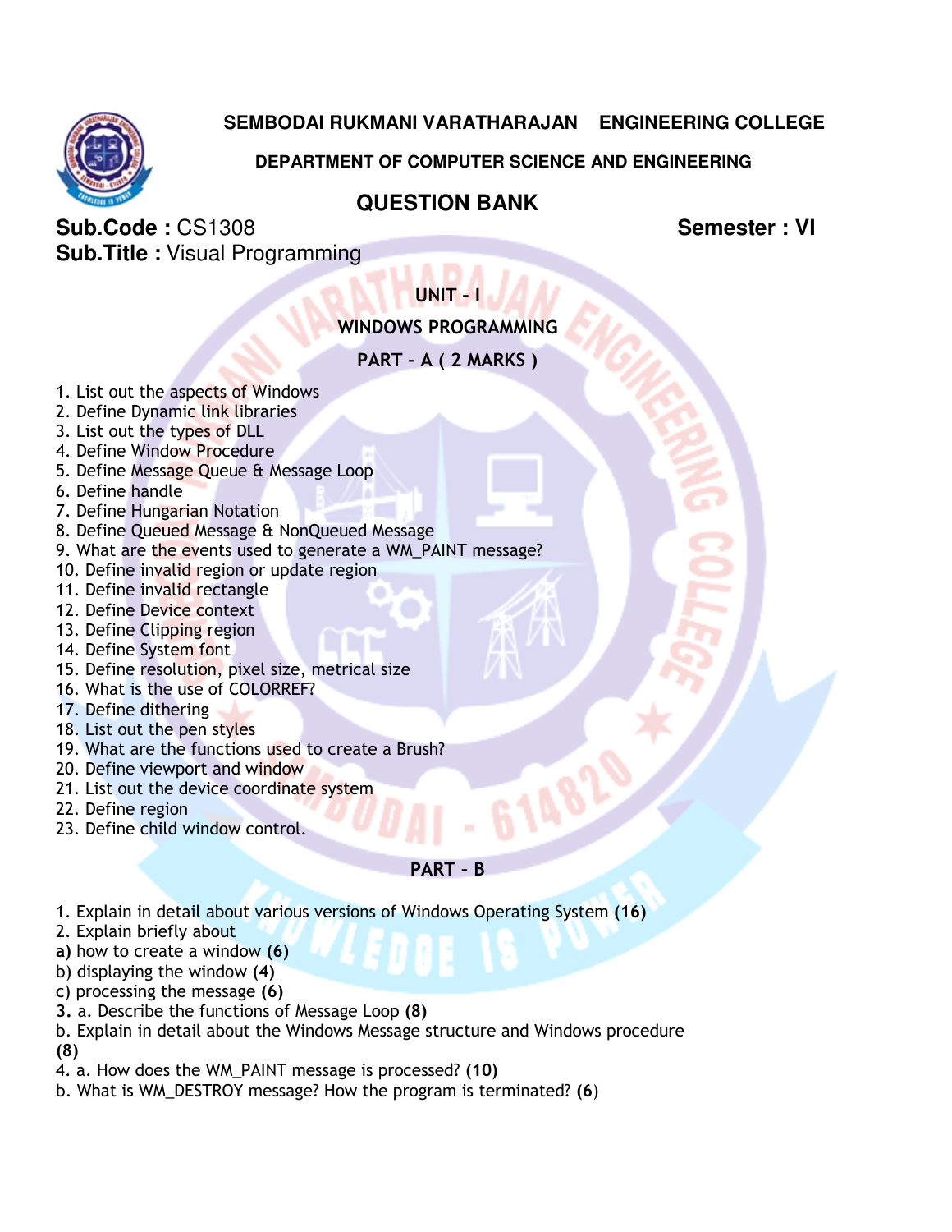# SEMBODAI RUKMANI VARATHARAJAN ENGINEERING COLLEGE

## DEPARTMENT OF COMPUTER SCIENCE AND ENGINEERING

## QUESTION BANK

**Sub.Code :** CS1308 **Semester : VI**

**Sub.Title :** Visual Programming

### UNIT – I

### WINDOWS PROGRAMMING

### PART – A ( 2 MARKS )

1. List out the aspects of Windows
2. Define Dynamic link libraries
3. List out the types of DLL
4. Define Window Procedure
5. Define Message Queue & Message Loop
6. Define handle
7. Define Hungarian Notation
8. Define Queued Message & NonQueued Message
9. What are the events used to generate a WM_PAINT message?
10. Define invalid region or update region
11. Define invalid rectangle
12. Define Device context
13. Define Clipping region
14. Define System font
15. Define resolution, pixel size, metrical size
16. What is the use of COLORREF?
17. Define dithering
18. List out the pen styles
19. What are the functions used to create a Brush?
20. Define viewport and window
21. List out the device coordinate system
22. Define region
23. Define child window control.

### PART – B

1. Explain in detail about various versions of Windows Operating System **(16)**
2. Explain briefly about

**a)** how to create a window **(6)**

b) displaying the window **(4)**

c) processing the message **(6)**

**3.** a. Describe the functions of Message Loop **(8)**

b. Explain in detail about the Windows Message structure and Windows procedure **(8)**

4. a. How does the WM_PAINT message is processed? **(10)**

b. What is WM_DESTROY message? How the program is terminated? **(6)**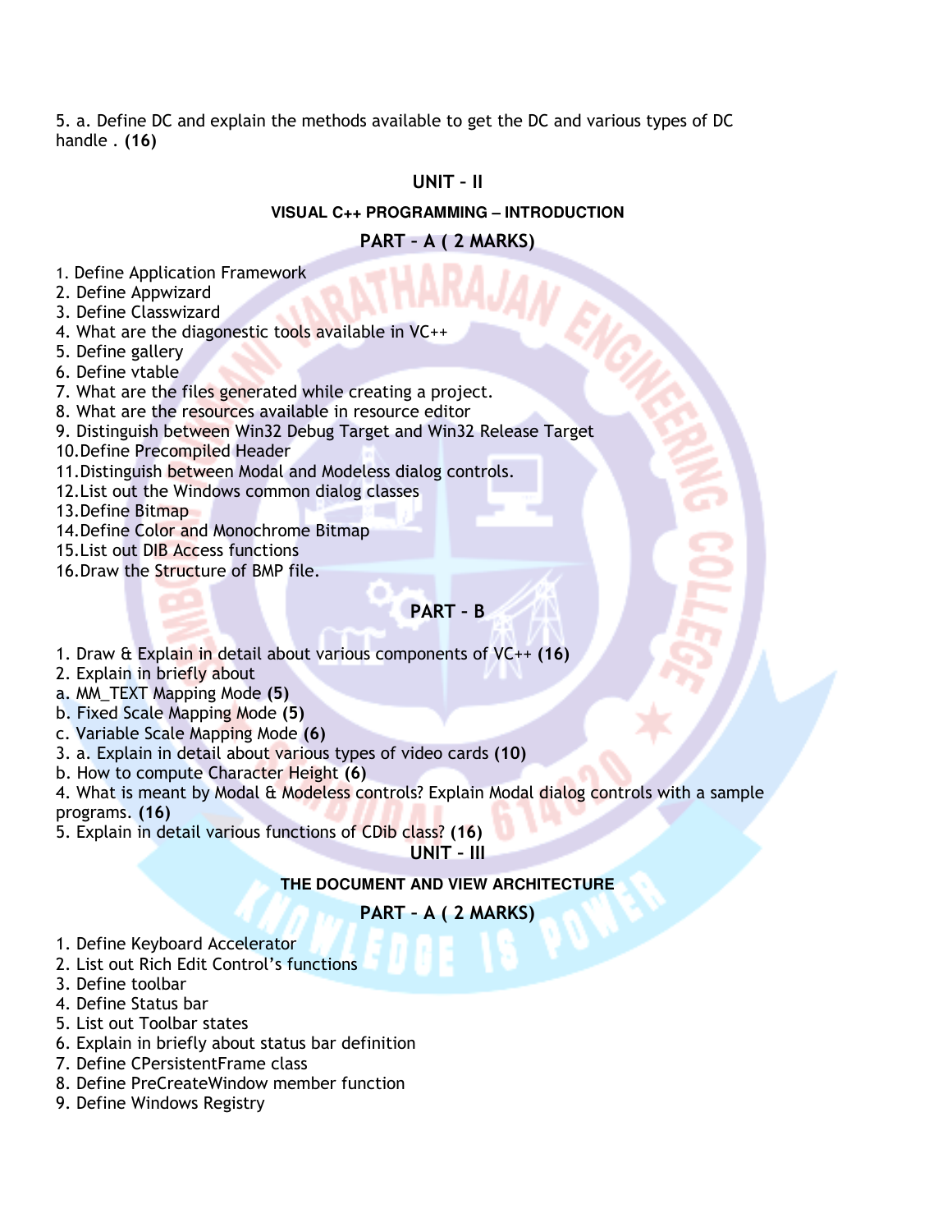5. a. Define DC and explain the methods available to get the DC and various types of DC handle . **(16)**

## UNIT – II

### VISUAL C++ PROGRAMMING – INTRODUCTION

### PART – A ( 2 MARKS)

1. Define Application Framework
2. Define Appwizard
3. Define Classwizard
4. What are the diagonestic tools available in VC++
5. Define gallery
6. Define vtable
7. What are the files generated while creating a project.
8. What are the resources available in resource editor
9. Distinguish between Win32 Debug Target and Win32 Release Target
10. Define Precompiled Header
11. Distinguish between Modal and Modeless dialog controls.
12. List out the Windows common dialog classes
13. Define Bitmap
14. Define Color and Monochrome Bitmap
15. List out DIB Access functions
16. Draw the Structure of BMP file.

### PART – B

1. Draw & Explain in detail about various components of VC++ **(16)**
2. Explain in briefly about
a. MM_TEXT Mapping Mode **(5)**
b. Fixed Scale Mapping Mode **(5)**
c. Variable Scale Mapping Mode **(6)**
3. a. Explain in detail about various types of video cards **(10)**
b. How to compute Character Height **(6)**
4. What is meant by Modal & Modeless controls? Explain Modal dialog controls with a sample programs. **(16)**
5. Explain in detail various functions of CDib class? **(16)**

## UNIT – III

### THE DOCUMENT AND VIEW ARCHITECTURE

### PART – A ( 2 MARKS)

1. Define Keyboard Accelerator
2. List out Rich Edit Control's functions
3. Define toolbar
4. Define Status bar
5. List out Toolbar states
6. Explain in briefly about status bar definition
7. Define CPersistentFrame class
8. Define PreCreateWindow member function
9. Define Windows Registry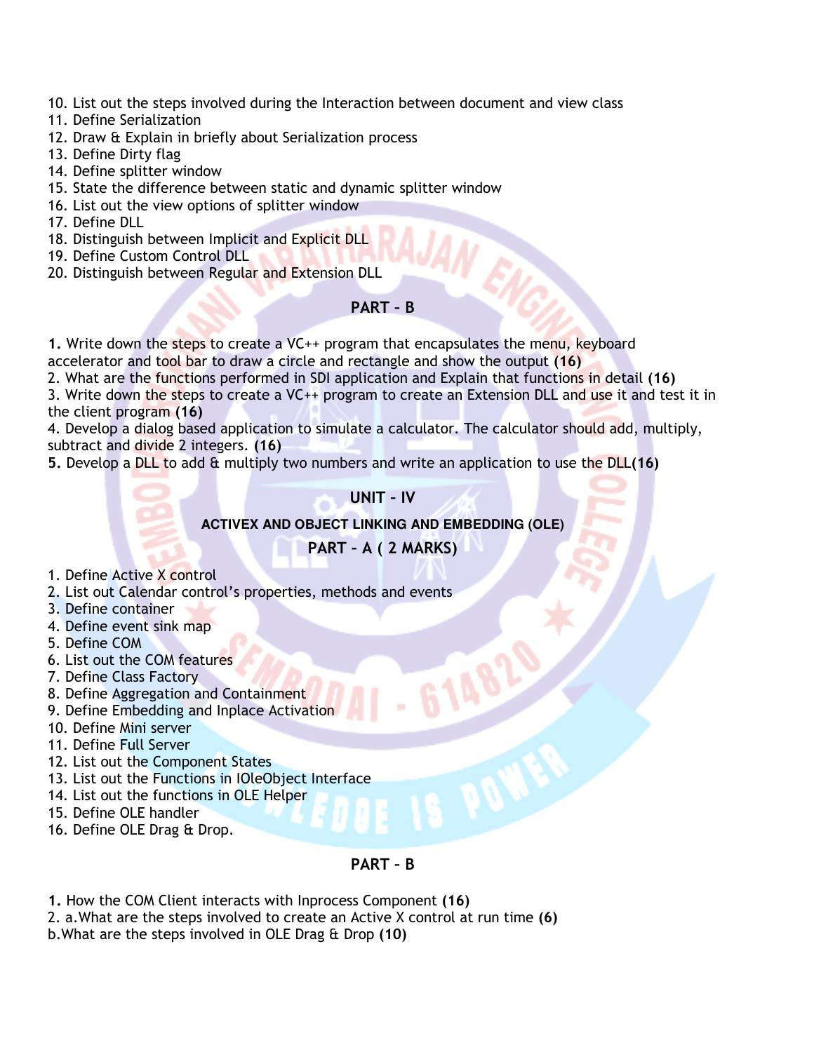10. List out the steps involved during the Interaction between document and view class
11. Define Serialization
12. Draw & Explain in briefly about Serialization process
13. Define Dirty flag
14. Define splitter window
15. State the difference between static and dynamic splitter window
16. List out the view options of splitter window
17. Define DLL
18. Distinguish between Implicit and Explicit DLL
19. Define Custom Control DLL
20. Distinguish between Regular and Extension DLL

## PART – B

**1.** Write down the steps to create a VC++ program that encapsulates the menu, keyboard accelerator and tool bar to draw a circle and rectangle and show the output **(16)**
2. What are the functions performed in SDI application and Explain that functions in detail **(16)**
3. Write down the steps to create a VC++ program to create an Extension DLL and use it and test it in the client program **(16)**
4. Develop a dialog based application to simulate a calculator. The calculator should add, multiply, subtract and divide 2 integers. **(16)**
**5.** Develop a DLL to add & multiply two numbers and write an application to use the DLL**(16)**

## UNIT – IV

### ACTIVEX AND OBJECT LINKING AND EMBEDDING (OLE)

### PART – A ( 2 MARKS)

1. Define Active X control
2. List out Calendar control's properties, methods and events
3. Define container
4. Define event sink map
5. Define COM
6. List out the COM features
7. Define Class Factory
8. Define Aggregation and Containment
9. Define Embedding and Inplace Activation
10. Define Mini server
11. Define Full Server
12. List out the Component States
13. List out the Functions in IOleObject Interface
14. List out the functions in OLE Helper
15. Define OLE handler
16. Define OLE Drag & Drop.

## PART – B

**1.** How the COM Client interacts with Inprocess Component **(16)**
2. a.What are the steps involved to create an Active X control at run time **(6)**
b.What are the steps involved in OLE Drag & Drop **(10)**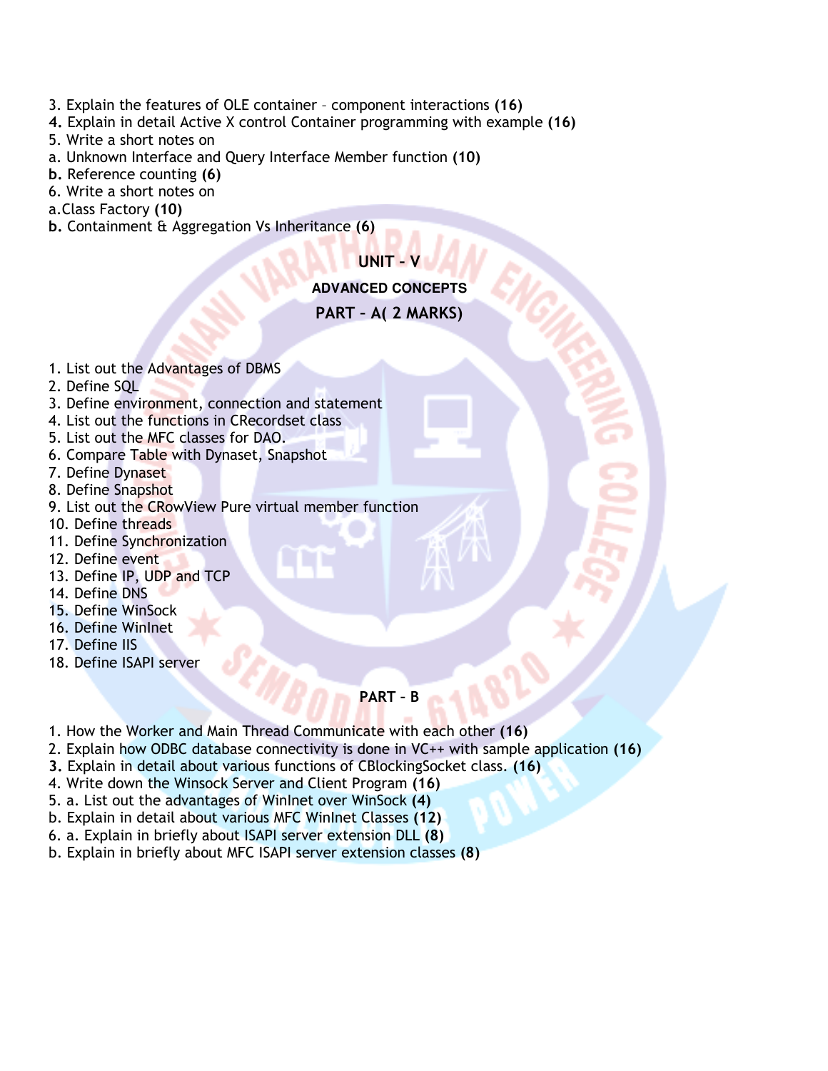3. Explain the features of OLE container – component interactions **(16)**
**4.** Explain in detail Active X control Container programming with example **(16)**
5. Write a short notes on
a. Unknown Interface and Query Interface Member function **(10)**
**b.** Reference counting **(6)**
6. Write a short notes on
a.Class Factory **(10)**
**b.** Containment & Aggregation Vs Inheritance **(6)**

## UNIT – V

### ADVANCED CONCEPTS

### PART – A( 2 MARKS)

1. List out the Advantages of DBMS
2. Define SQL
3. Define environment, connection and statement
4. List out the functions in CRecordset class
5. List out the MFC classes for DAO.
6. Compare Table with Dynaset, Snapshot
7. Define Dynaset
8. Define Snapshot
9. List out the CRowView Pure virtual member function
10. Define threads
11. Define Synchronization
12. Define event
13. Define IP, UDP and TCP
14. Define DNS
15. Define WinSock
16. Define WinInet
17. Define IIS
18. Define ISAPI server

### PART – B

1. How the Worker and Main Thread Communicate with each other **(16)**
2. Explain how ODBC database connectivity is done in VC++ with sample application **(16)**
**3.** Explain in detail about various functions of CBlockingSocket class. **(16)**
4. Write down the Winsock Server and Client Program **(16)**
5. a. List out the advantages of WinInet over WinSock **(4)**
b. Explain in detail about various MFC WinInet Classes **(12)**
6. a. Explain in briefly about ISAPI server extension DLL **(8)**
b. Explain in briefly about MFC ISAPI server extension classes **(8)**